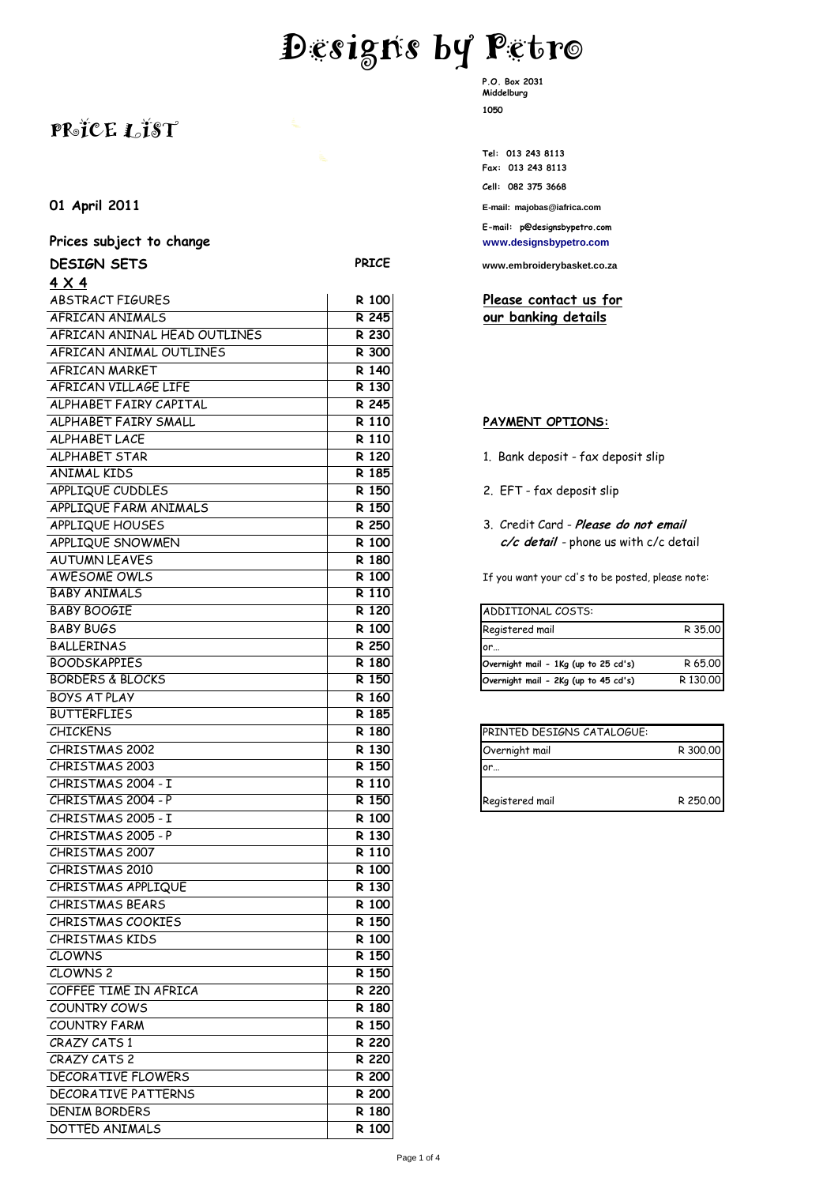# Designs by Petro

## PRICE LIST

**01 April 2011**

**Prices subject to change**

P.O. Box 2031
Middelburg
1050

Tel: 013 243 8113
Fax: 013 243 8113
Cell: 082 375 3668
E-mail: majobas@iafrica.com
E-mail: p@designsbypetro.com
www.designsbypetro.com
www.embroiderybasket.co.za

**Please contact us for our banking details**

### DESIGN SETS

**4 X 4**

| DESIGN SETS | PRICE |
|---|---|
| ABSTRACT FIGURES | R 100 |
| AFRICAN ANIMALS | R 245 |
| AFRICAN ANINAL HEAD OUTLINES | R 230 |
| AFRICAN ANIMAL OUTLINES | R 300 |
| AFRICAN MARKET | R 140 |
| AFRICAN VILLAGE LIFE | R 130 |
| ALPHABET FAIRY CAPITAL | R 245 |
| ALPHABET FAIRY SMALL | R 110 |
| ALPHABET LACE | R 110 |
| ALPHABET STAR | R 120 |
| ANIMAL KIDS | R 185 |
| APPLIQUE CUDDLES | R 150 |
| APPLIQUE FARM ANIMALS | R 150 |
| APPLIQUE HOUSES | R 250 |
| APPLIQUE SNOWMEN | R 100 |
| AUTUMN LEAVES | R 180 |
| AWESOME OWLS | R 100 |
| BABY ANIMALS | R 110 |
| BABY BOOGIE | R 120 |
| BABY BUGS | R 100 |
| BALLERINAS | R 250 |
| BOODSKAPPIES | R 180 |
| BORDERS & BLOCKS | R 150 |
| BOYS AT PLAY | R 160 |
| BUTTERFLIES | R 185 |
| CHICKENS | R 180 |
| CHRISTMAS 2002 | R 130 |
| CHRISTMAS 2003 | R 150 |
| CHRISTMAS 2004 - I | R 110 |
| CHRISTMAS 2004 - P | R 150 |
| CHRISTMAS 2005 - I | R 100 |
| CHRISTMAS 2005 - P | R 130 |
| CHRISTMAS 2007 | R 110 |
| CHRISTMAS 2010 | R 100 |
| CHRISTMAS APPLIQUE | R 130 |
| CHRISTMAS BEARS | R 100 |
| CHRISTMAS COOKIES | R 150 |
| CHRISTMAS KIDS | R 100 |
| CLOWNS | R 150 |
| CLOWNS 2 | R 150 |
| COFFEE TIME IN AFRICA | R 220 |
| COUNTRY COWS | R 180 |
| COUNTRY FARM | R 150 |
| CRAZY CATS 1 | R 220 |
| CRAZY CATS 2 | R 220 |
| DECORATIVE FLOWERS | R 200 |
| DECORATIVE PATTERNS | R 200 |
| DENIM BORDERS | R 180 |
| DOTTED ANIMALS | R 100 |

**PAYMENT OPTIONS:**

1. Bank deposit - fax deposit slip
2. EFT - fax deposit slip
3. Credit Card - ***Please do not email c/c detail*** - phone us with c/c detail

If you want your cd's to be posted, please note:

| ADDITIONAL COSTS: | |
|---|---|
| Registered mail | R 35.00 |
| or... | |
| Overnight mail - 1Kg (up to 25 cd's) | R 65.00 |
| Overnight mail - 2Kg (up to 45 cd's) | R 130.00 |

| PRINTED DESIGNS CATALOGUE: | |
|---|---|
| Overnight mail | R 300.00 |
| or... | |
| Registered mail | R 250.00 |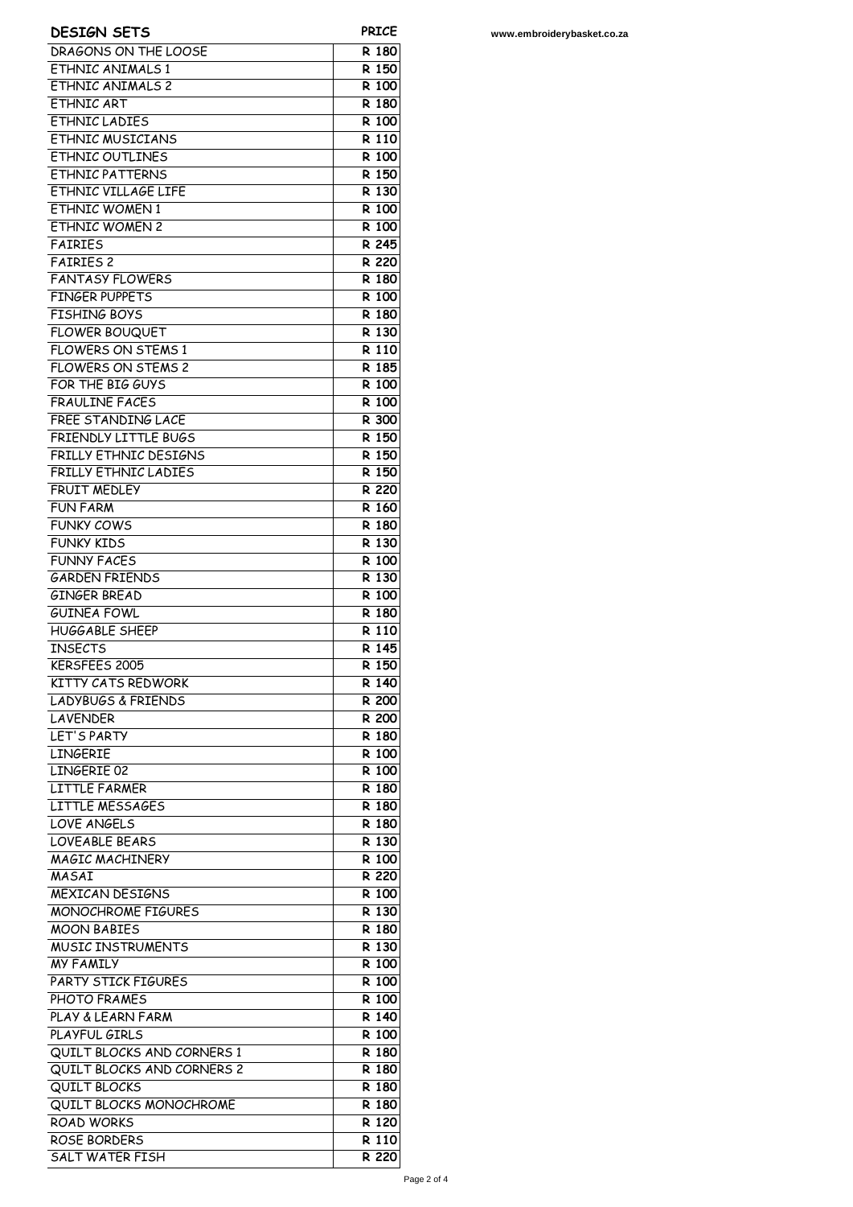www.embroiderybasket.co.za

| DESIGN SETS | PRICE |
|---|---|
| DRAGONS ON THE LOOSE | R 180 |
| ETHNIC ANIMALS 1 | R 150 |
| ETHNIC ANIMALS 2 | R 100 |
| ETHNIC ART | R 180 |
| ETHNIC LADIES | R 100 |
| ETHNIC MUSICIANS | R 110 |
| ETHNIC OUTLINES | R 100 |
| ETHNIC PATTERNS | R 150 |
| ETHNIC VILLAGE LIFE | R 130 |
| ETHNIC WOMEN 1 | R 100 |
| ETHNIC WOMEN 2 | R 100 |
| FAIRIES | R 245 |
| FAIRIES 2 | R 220 |
| FANTASY FLOWERS | R 180 |
| FINGER PUPPETS | R 100 |
| FISHING BOYS | R 180 |
| FLOWER BOUQUET | R 130 |
| FLOWERS ON STEMS 1 | R 110 |
| FLOWERS ON STEMS 2 | R 185 |
| FOR THE BIG GUYS | R 100 |
| FRAULINE FACES | R 100 |
| FREE STANDING LACE | R 300 |
| FRIENDLY LITTLE BUGS | R 150 |
| FRILLY ETHNIC DESIGNS | R 150 |
| FRILLY ETHNIC LADIES | R 150 |
| FRUIT MEDLEY | R 220 |
| FUN FARM | R 160 |
| FUNKY COWS | R 180 |
| FUNKY KIDS | R 130 |
| FUNNY FACES | R 100 |
| GARDEN FRIENDS | R 130 |
| GINGER BREAD | R 100 |
| GUINEA FOWL | R 180 |
| HUGGABLE SHEEP | R 110 |
| INSECTS | R 145 |
| KERSFEES 2005 | R 150 |
| KITTY CATS REDWORK | R 140 |
| LADYBUGS & FRIENDS | R 200 |
| LAVENDER | R 200 |
| LET'S PARTY | R 180 |
| LINGERIE | R 100 |
| LINGERIE 02 | R 100 |
| LITTLE FARMER | R 180 |
| LITTLE MESSAGES | R 180 |
| LOVE ANGELS | R 180 |
| LOVEABLE BEARS | R 130 |
| MAGIC MACHINERY | R 100 |
| MASAI | R 220 |
| MEXICAN DESIGNS | R 100 |
| MONOCHROME FIGURES | R 130 |
| MOON BABIES | R 180 |
| MUSIC INSTRUMENTS | R 130 |
| MY FAMILY | R 100 |
| PARTY STICK FIGURES | R 100 |
| PHOTO FRAMES | R 100 |
| PLAY & LEARN FARM | R 140 |
| PLAYFUL GIRLS | R 100 |
| QUILT BLOCKS AND CORNERS 1 | R 180 |
| QUILT BLOCKS AND CORNERS 2 | R 180 |
| QUILT BLOCKS | R 180 |
| QUILT BLOCKS MONOCHROME | R 180 |
| ROAD WORKS | R 120 |
| ROSE BORDERS | R 110 |
| SALT WATER FISH | R 220 |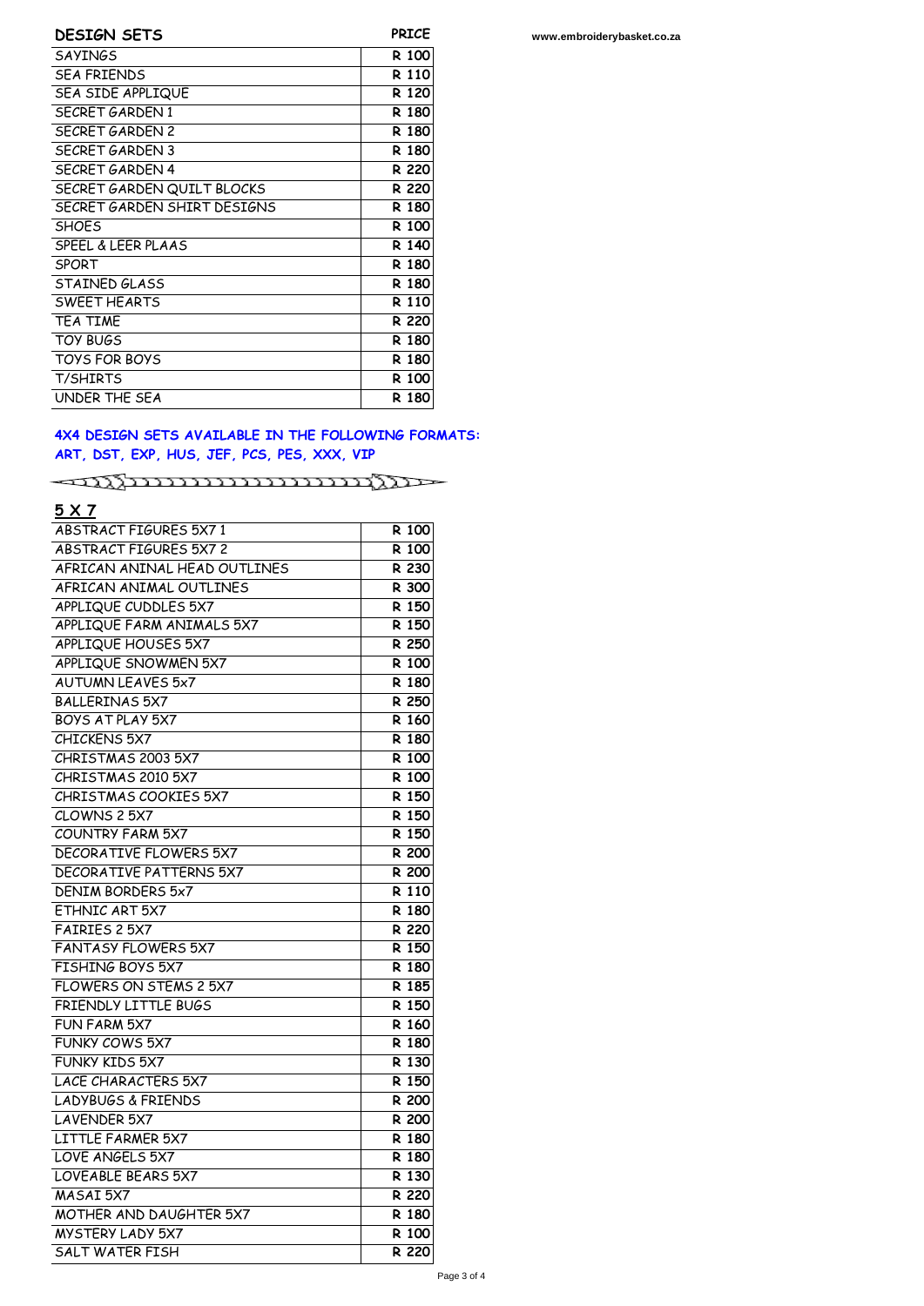www.embroiderybasket.co.za

| DESIGN SETS | PRICE |
|---|---|
| SAYINGS | R 100 |
| SEA FRIENDS | R 110 |
| SEA SIDE APPLIQUE | R 120 |
| SECRET GARDEN 1 | R 180 |
| SECRET GARDEN 2 | R 180 |
| SECRET GARDEN 3 | R 180 |
| SECRET GARDEN 4 | R 220 |
| SECRET GARDEN QUILT BLOCKS | R 220 |
| SECRET GARDEN SHIRT DESIGNS | R 180 |
| SHOES | R 100 |
| SPEEL & LEER PLAAS | R 140 |
| SPORT | R 180 |
| STAINED GLASS | R 180 |
| SWEET HEARTS | R 110 |
| TEA TIME | R 220 |
| TOY BUGS | R 180 |
| TOYS FOR BOYS | R 180 |
| T/SHIRTS | R 100 |
| UNDER THE SEA | R 180 |

**4X4 DESIGN SETS AVAILABLE IN THE FOLLOWING FORMATS:**
**ART, DST, EXP, HUS, JEF, PCS, PES, XXX, VIP**

## 5 X 7

| 5 X 7 | PRICE |
|---|---|
| ABSTRACT FIGURES 5X7 1 | R 100 |
| ABSTRACT FIGURES 5X7 2 | R 100 |
| AFRICAN ANINAL HEAD OUTLINES | R 230 |
| AFRICAN ANIMAL OUTLINES | R 300 |
| APPLIQUE CUDDLES 5X7 | R 150 |
| APPLIQUE FARM ANIMALS 5X7 | R 150 |
| APPLIQUE HOUSES 5X7 | R 250 |
| APPLIQUE SNOWMEN 5X7 | R 100 |
| AUTUMN LEAVES 5x7 | R 180 |
| BALLERINAS 5X7 | R 250 |
| BOYS AT PLAY 5X7 | R 160 |
| CHICKENS 5X7 | R 180 |
| CHRISTMAS 2003 5X7 | R 100 |
| CHRISTMAS 2010 5X7 | R 100 |
| CHRISTMAS COOKIES 5X7 | R 150 |
| CLOWNS 2 5X7 | R 150 |
| COUNTRY FARM 5X7 | R 150 |
| DECORATIVE FLOWERS 5X7 | R 200 |
| DECORATIVE PATTERNS 5X7 | R 200 |
| DENIM BORDERS 5x7 | R 110 |
| ETHNIC ART 5X7 | R 180 |
| FAIRIES 2 5X7 | R 220 |
| FANTASY FLOWERS 5X7 | R 150 |
| FISHING BOYS 5X7 | R 180 |
| FLOWERS ON STEMS 2 5X7 | R 185 |
| FRIENDLY LITTLE BUGS | R 150 |
| FUN FARM 5X7 | R 160 |
| FUNKY COWS 5X7 | R 180 |
| FUNKY KIDS 5X7 | R 130 |
| LACE CHARACTERS 5X7 | R 150 |
| LADYBUGS & FRIENDS | R 200 |
| LAVENDER 5X7 | R 200 |
| LITTLE FARMER 5X7 | R 180 |
| LOVE ANGELS 5X7 | R 180 |
| LOVEABLE BEARS 5X7 | R 130 |
| MASAI 5X7 | R 220 |
| MOTHER AND DAUGHTER 5X7 | R 180 |
| MYSTERY LADY 5X7 | R 100 |
| SALT WATER FISH | R 220 |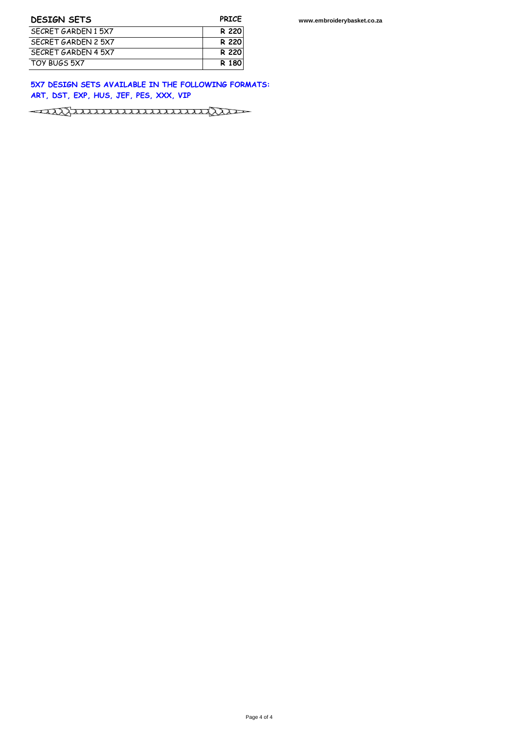| DESIGN SETS | PRICE |
|---|---|
| SECRET GARDEN 1 5X7 | R 220 |
| SECRET GARDEN 2 5X7 | R 220 |
| SECRET GARDEN 4 5X7 | R 220 |
| TOY BUGS 5X7 | R 180 |

www.embroiderybasket.co.za

**5X7 DESIGN SETS AVAILABLE IN THE FOLLOWING FORMATS:**
**ART, DST, EXP, HUS, JEF, PES, XXX, VIP**